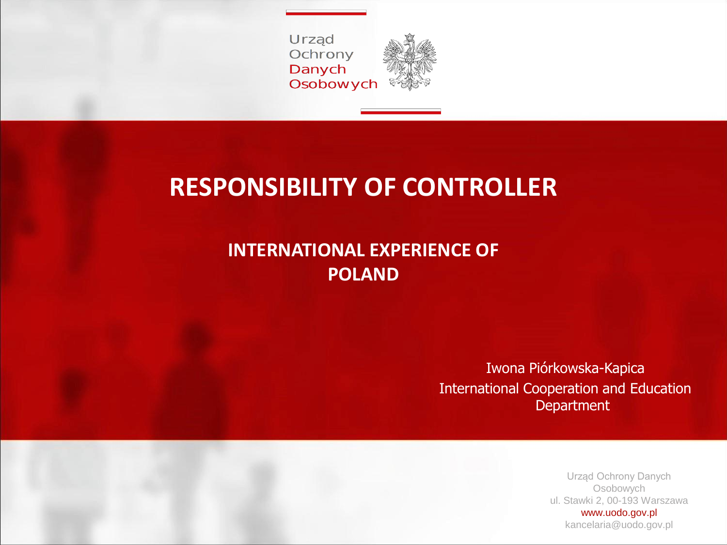Urząd
Ochrony
Danych
Osobowych

# RESPONSIBILITY OF CONTROLLER

## INTERNATIONAL EXPERIENCE OF POLAND

Iwona Piórkowska-Kapica
International Cooperation and Education Department

Urząd Ochrony Danych Osobowych
ul. Stawki 2, 00-193 Warszawa
www.uodo.gov.pl
kancelaria@uodo.gov.pl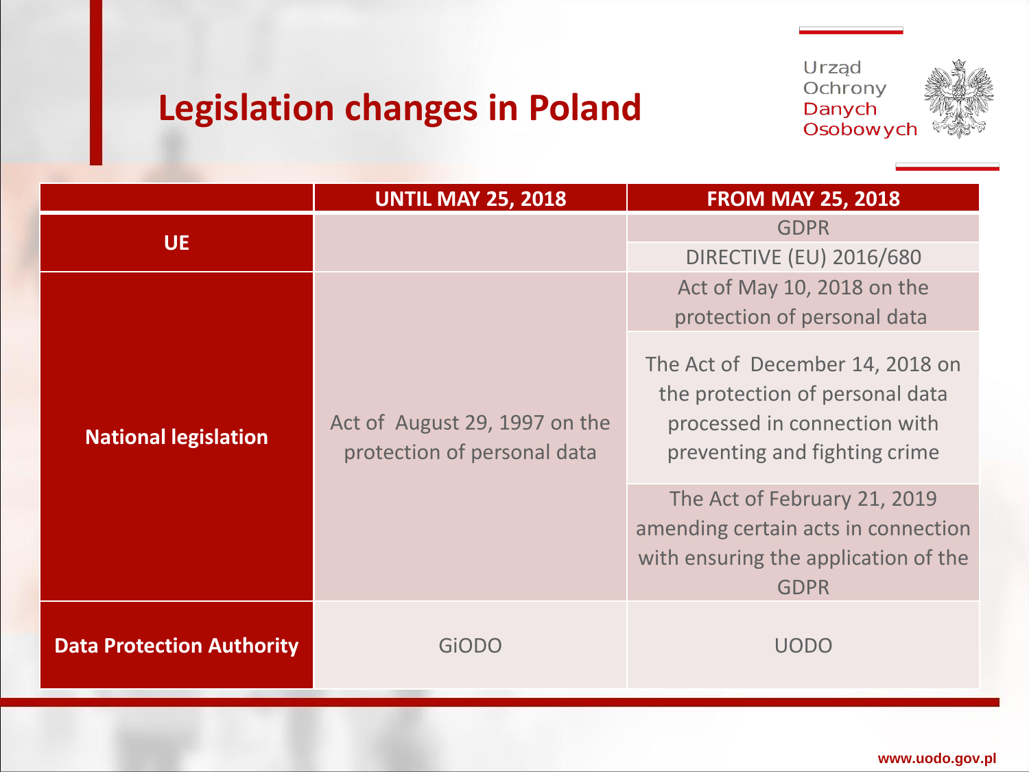# Legislation changes in Poland

Urząd Ochrony Danych Osobowych

| | UNTIL MAY 25, 2018 | FROM MAY 25, 2018 |
|---|---|---|
| UE | | GDPR |
| | | DIRECTIVE (EU) 2016/680 |
| National legislation | Act of August 29, 1997 on the protection of personal data | Act of May 10, 2018 on the protection of personal data |
| | | The Act of December 14, 2018 on the protection of personal data processed in connection with preventing and fighting crime |
| | | The Act of February 21, 2019 amending certain acts in connection with ensuring the application of the GDPR |
| Data Protection Authority | GiODO | UODO |

www.uodo.gov.pl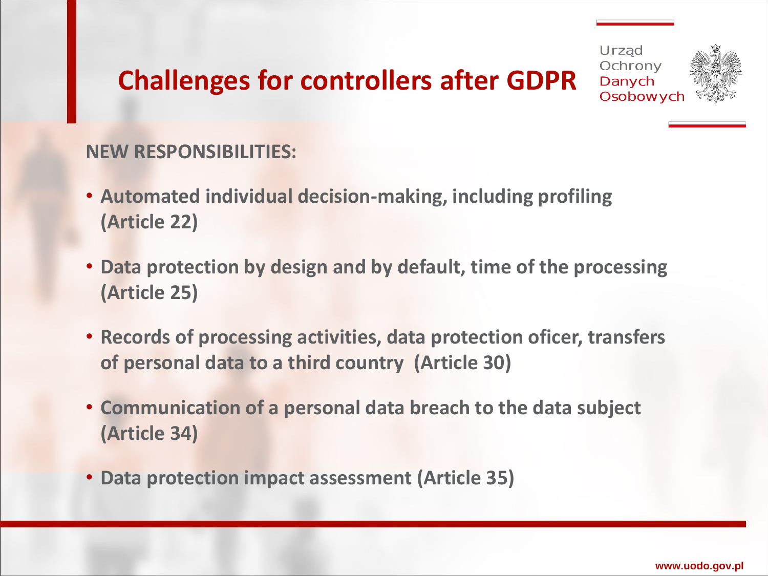# Challenges for controllers after GDPR

Urząd Ochrony Danych Osobowych

**NEW RESPONSIBILITIES:**

- **Automated individual decision-making, including profiling (Article 22)**
- **Data protection by design and by default, time of the processing (Article 25)**
- **Records of processing activities, data protection oficer, transfers of personal data to a third country (Article 30)**
- **Communication of a personal data breach to the data subject (Article 34)**
- **Data protection impact assessment (Article 35)**

www.uodo.gov.pl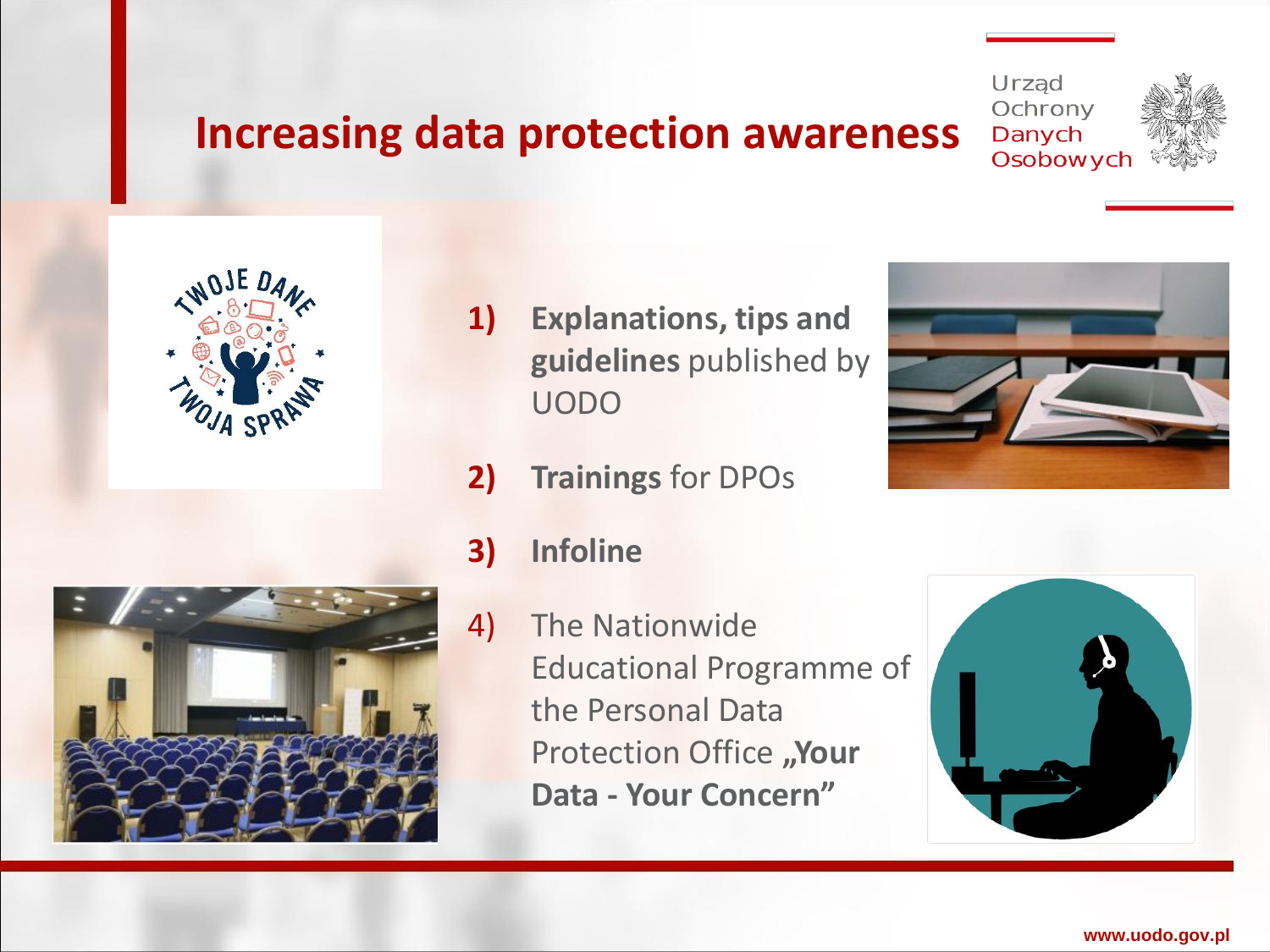# Increasing data protection awareness

1) **Explanations, tips and guidelines** published by UODO

2) **Trainings** for DPOs

3) **Infoline**

4) The Nationwide Educational Programme of the Personal Data Protection Office **„Your Data - Your Concern"**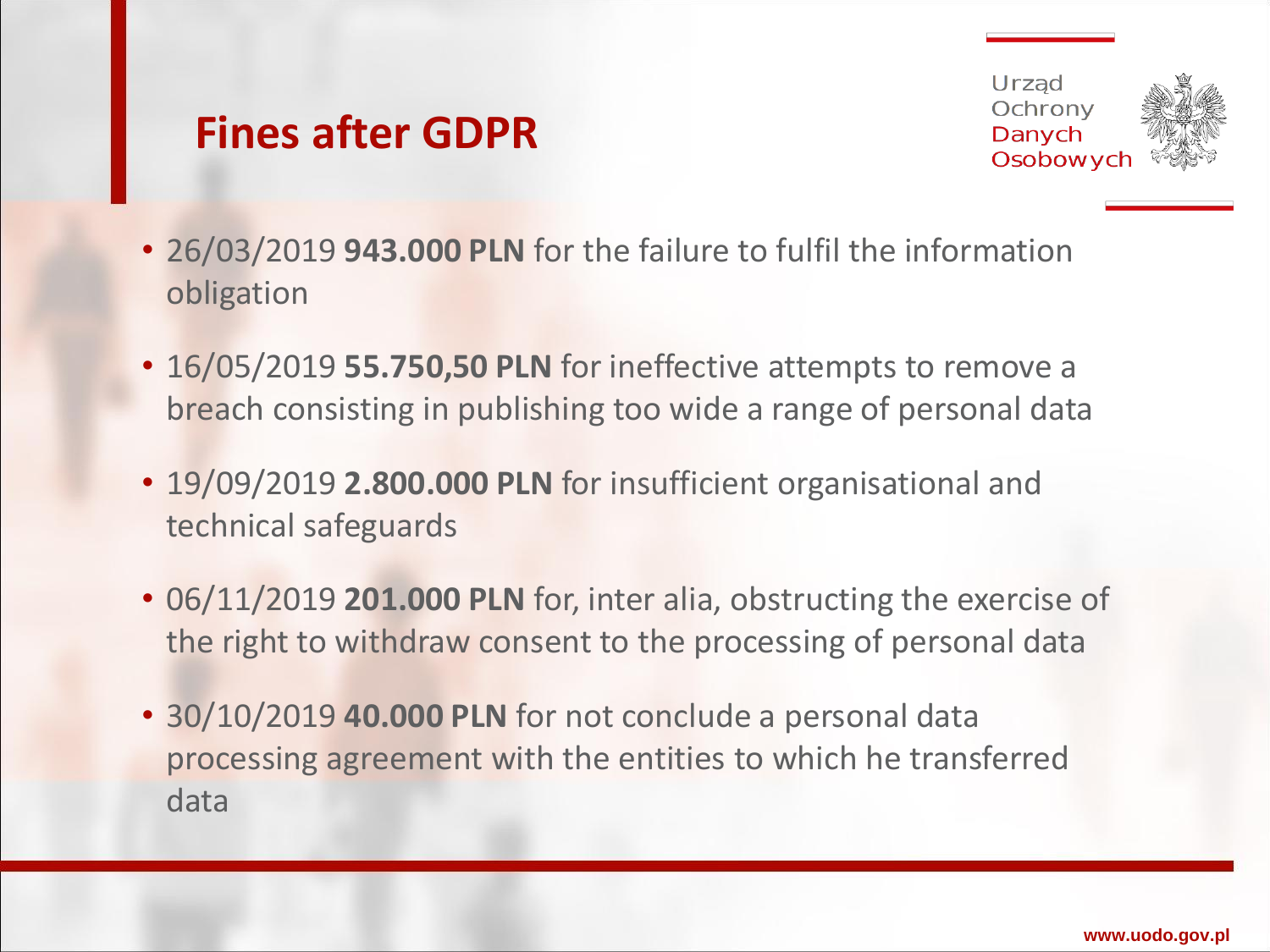# Fines after GDPR

- 26/03/2019 **943.000 PLN** for the failure to fulfil the information obligation
- 16/05/2019 **55.750,50 PLN** for ineffective attempts to remove a breach consisting in publishing too wide a range of personal data
- 19/09/2019 **2.800.000 PLN** for insufficient organisational and technical safeguards
- 06/11/2019 **201.000 PLN** for, inter alia, obstructing the exercise of the right to withdraw consent to the processing of personal data
- 30/10/2019 **40.000 PLN** for not conclude a personal data processing agreement with the entities to which he transferred data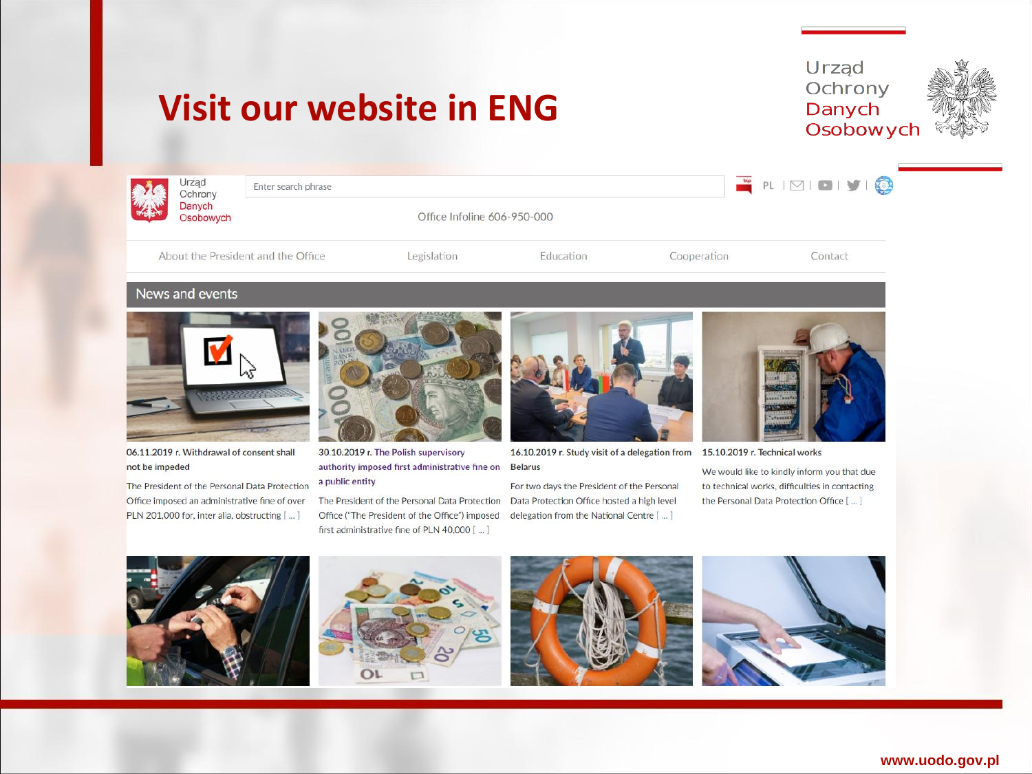# Visit our website in ENG

Urząd Ochrony Danych Osobowych

Urząd Ochrony Danych Osobowych

Enter search phrase

PL

Office Infoline 606-950-000

About the President and the Office | Legislation | Education | Cooperation | Contact

## News and events

06.11.2019 r. Withdrawal of consent shall not be impeded

The President of the Personal Data Protection Office imposed an administrative fine of over PLN 201,000 for, inter alia, obstructing [ ... ]

30.10.2019 r. The Polish supervisory authority imposed first administrative fine on a public entity

The President of the Personal Data Protection Office ("The President of the Office") imposed first administrative fine of PLN 40,000 [ ... ]

16.10.2019 r. Study visit of a delegation from Belarus

For two days the President of the Personal Data Protection Office hosted a high level delegation from the National Centre [ ... ]

15.10.2019 r. Technical works

We would like to kindly inform you that due to technical works, difficulties in contacting the Personal Data Protection Office [ ... ]

www.uodo.gov.pl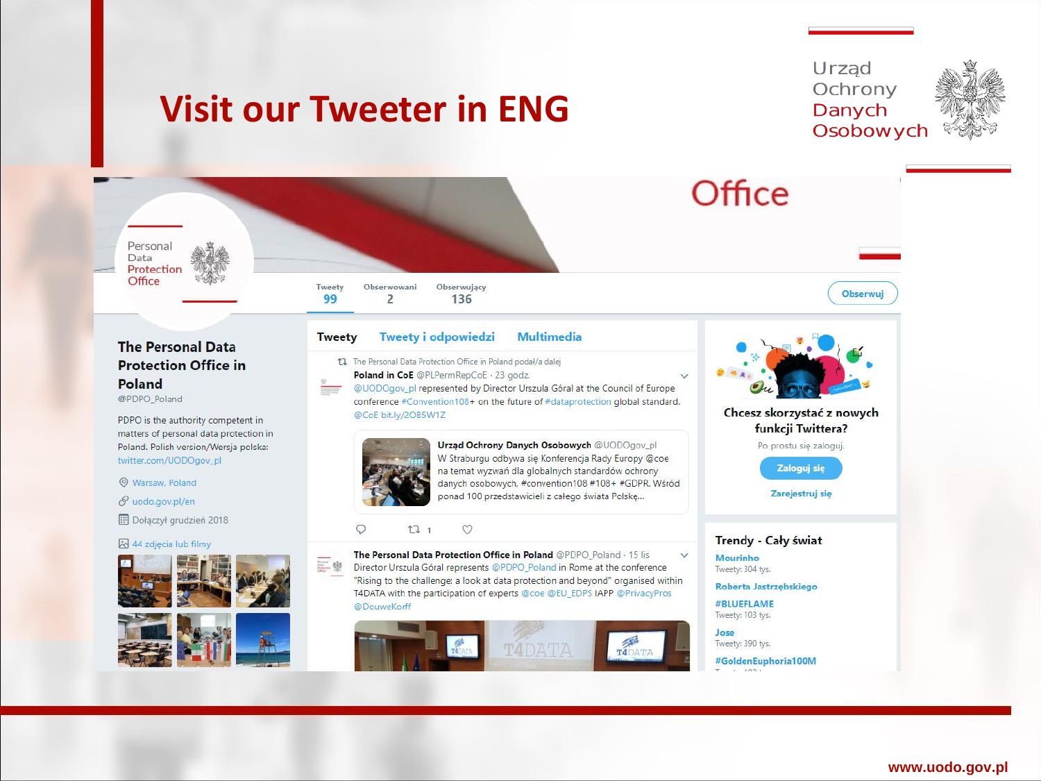# Visit our Tweeter in ENG

Urząd Ochrony Danych Osobowych

Office

Personal Data Protection Office

Tweety 99 | Obserwowani 2 | Obserwujący 136 | Obserwuj

## The Personal Data Protection Office in Poland

@PDPO_Poland

PDPO is the authority competent in matters of personal data protection in Poland. Polish version/Wersja polska: twitter.com/UODOgov_pl

Warsaw, Poland

uodo.gov.pl/en

Dołączył grudzień 2018

44 zdjęcia lub filmy

**Tweety** | Tweety i odpowiedzi | Multimedia

The Personal Data Protection Office in Poland podał/a dalej

**Poland in CoE** @PLPermRepCoE · 23 godz.

@UODOgov_pl represented by Director Urszula Góral at the Council of Europe conference #Convention108+ on the future of #dataprotection global standard. @CoE bit.ly/2O85W1Z

**Urząd Ochrony Danych Osobowych** @UODOgov_pl

W Straburgu odbywa się Konferencja Rady Europy @coe na temat wyzwań dla globalnych standardów ochrony danych osobowych, #convention108 #108+ #GDPR. Wśród ponad 100 przedstawicieli z całego świata Polskę...

1

**The Personal Data Protection Office in Poland** @PDPO_Poland · 15 lis

Director Urszula Góral represents @PDPO_Poland in Rome at the conference "Rising to the challenge: a look at data protection and beyond" organised within T4DATA with the participation of experts @coe @EU_EDPS IAPP @PrivacyPros @DouweKorff

Chcesz skorzystać z nowych funkcji Twittera?

Po prostu się zaloguj.

Zaloguj się

Zarejestruj się

**Trendy - Cały świat**

Mourinho
Tweety: 304 tys.

Roberta Jastrzębskiego

#BLUEFLAME
Tweety: 103 tys.

Jose
Tweety: 390 tys.

#GoldenEuphoria100M

www.uodo.gov.pl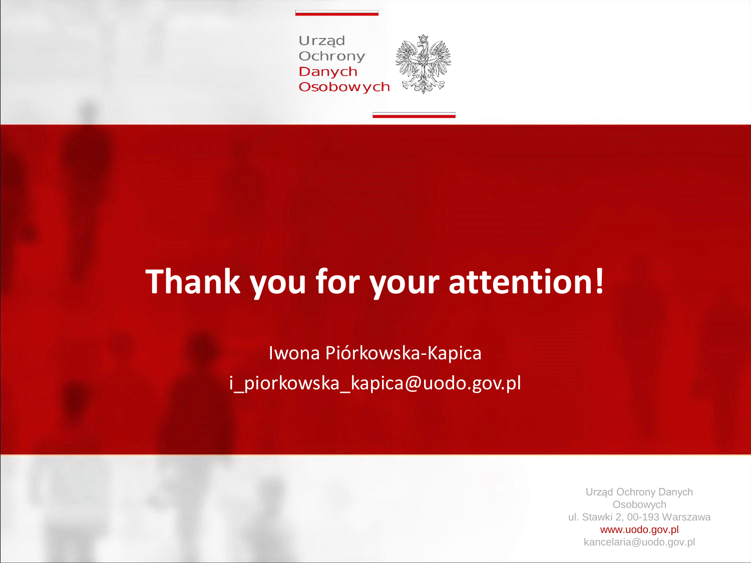Urząd
Ochrony
Danych
Osobowych

# Thank you for your attention!

Iwona Piórkowska-Kapica

i_piorkowska_kapica@uodo.gov.pl

Urząd Ochrony Danych Osobowych
ul. Stawki 2, 00-193 Warszawa
www.uodo.gov.pl
kancelaria@uodo.gov.pl